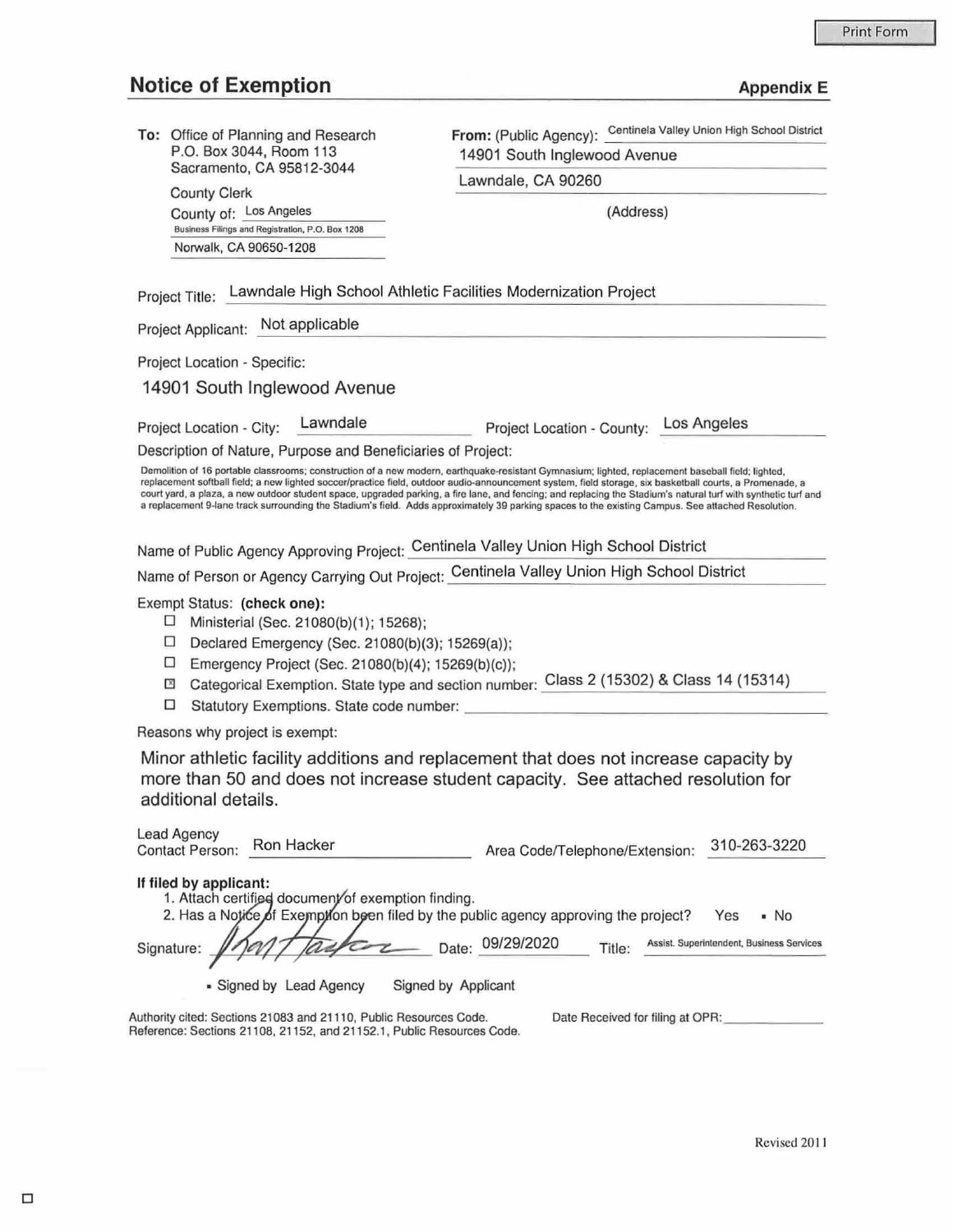# Notice of Exemption

**Appendix E**

**To:** Office of Planning and Research
P.O. Box 3044, Room 113
Sacramento, CA 95812-3044

County Clerk
County of: Los Angeles
Business Filings and Registration, P.O. Box 1208
Norwalk, CA 90650-1208

**From:** (Public Agency): Centinela Valley Union High School District
14901 South Inglewood Avenue
Lawndale, CA 90260
(Address)

Project Title: Lawndale High School Athletic Facilities Modernization Project

Project Applicant: Not applicable

Project Location - Specific:

14901 South Inglewood Avenue

Project Location - City: Lawndale    Project Location - County: Los Angeles

Description of Nature, Purpose and Beneficiaries of Project:

Demolition of 16 portable classrooms; construction of a new modern, earthquake-resistant Gymnasium; lighted, replacement baseball field; lighted, replacement softball field; a new lighted soccer/practice field, outdoor audio-announcement system, field storage, six basketball courts, a Promenade, a court yard, a plaza, a new outdoor student space, upgraded parking, a fire lane, and fencing; and replacing the Stadium's natural turf with synthetic turf and a replacement 9-lane track surrounding the Stadium's field. Adds approximately 39 parking spaces to the existing Campus. See attached Resolution.

Name of Public Agency Approving Project: Centinela Valley Union High School District

Name of Person or Agency Carrying Out Project: Centinela Valley Union High School District

Exempt Status: **(check one):**

- ☐ Ministerial (Sec. 21080(b)(1); 15268);
- ☐ Declared Emergency (Sec. 21080(b)(3); 15269(a));
- ☐ Emergency Project (Sec. 21080(b)(4); 15269(b)(c));
- ☒ Categorical Exemption. State type and section number: Class 2 (15302) & Class 14 (15314)
- ☐ Statutory Exemptions. State code number:

Reasons why project is exempt:

Minor athletic facility additions and replacement that does not increase capacity by more than 50 and does not increase student capacity. See attached resolution for additional details.

Lead Agency Contact Person: Ron Hacker    Area Code/Telephone/Extension: 310-263-3220

**If filed by applicant:**

1. Attach certified document of exemption finding.
2. Has a Notice of Exemption been filed by the public agency approving the project? Yes ▪ No

Signature: [signature]    Date: 09/29/2020    Title: Assist. Superintendent, Business Services

▪ Signed by Lead Agency    Signed by Applicant

Authority cited: Sections 21083 and 21110, Public Resources Code.
Reference: Sections 21108, 21152, and 21152.1, Public Resources Code.

Date Received for filing at OPR:

Revised 2011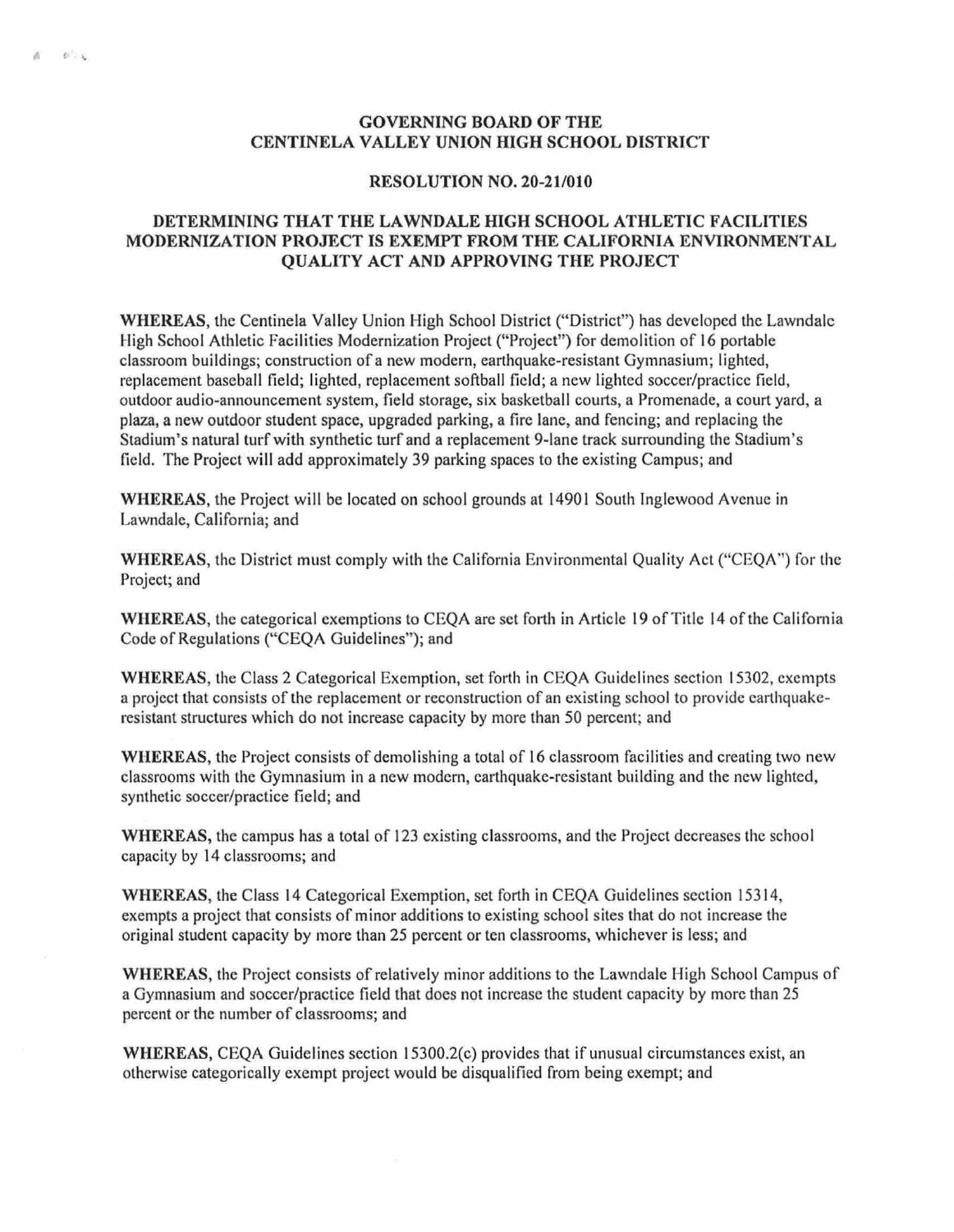**GOVERNING BOARD OF THE**
**CENTINELA VALLEY UNION HIGH SCHOOL DISTRICT**

**RESOLUTION NO. 20-21/010**

**DETERMINING THAT THE LAWNDALE HIGH SCHOOL ATHLETIC FACILITIES MODERNIZATION PROJECT IS EXEMPT FROM THE CALIFORNIA ENVIRONMENTAL QUALITY ACT AND APPROVING THE PROJECT**

**WHEREAS**, the Centinela Valley Union High School District ("District") has developed the Lawndale High School Athletic Facilities Modernization Project ("Project") for demolition of 16 portable classroom buildings; construction of a new modern, earthquake-resistant Gymnasium; lighted, replacement baseball field; lighted, replacement softball field; a new lighted soccer/practice field, outdoor audio-announcement system, field storage, six basketball courts, a Promenade, a court yard, a plaza, a new outdoor student space, upgraded parking, a fire lane, and fencing; and replacing the Stadium's natural turf with synthetic turf and a replacement 9-lane track surrounding the Stadium's field. The Project will add approximately 39 parking spaces to the existing Campus; and

**WHEREAS**, the Project will be located on school grounds at 14901 South Inglewood Avenue in Lawndale, California; and

**WHEREAS**, the District must comply with the California Environmental Quality Act ("CEQA") for the Project; and

**WHEREAS**, the categorical exemptions to CEQA are set forth in Article 19 of Title 14 of the California Code of Regulations ("CEQA Guidelines"); and

**WHEREAS**, the Class 2 Categorical Exemption, set forth in CEQA Guidelines section 15302, exempts a project that consists of the replacement or reconstruction of an existing school to provide earthquake-resistant structures which do not increase capacity by more than 50 percent; and

**WHEREAS**, the Project consists of demolishing a total of 16 classroom facilities and creating two new classrooms with the Gymnasium in a new modern, earthquake-resistant building and the new lighted, synthetic soccer/practice field; and

**WHEREAS,** the campus has a total of 123 existing classrooms, and the Project decreases the school capacity by 14 classrooms; and

**WHEREAS**, the Class 14 Categorical Exemption, set forth in CEQA Guidelines section 15314, exempts a project that consists of minor additions to existing school sites that do not increase the original student capacity by more than 25 percent or ten classrooms, whichever is less; and

**WHEREAS**, the Project consists of relatively minor additions to the Lawndale High School Campus of a Gymnasium and soccer/practice field that does not increase the student capacity by more than 25 percent or the number of classrooms; and

**WHEREAS**, CEQA Guidelines section 15300.2(c) provides that if unusual circumstances exist, an otherwise categorically exempt project would be disqualified from being exempt; and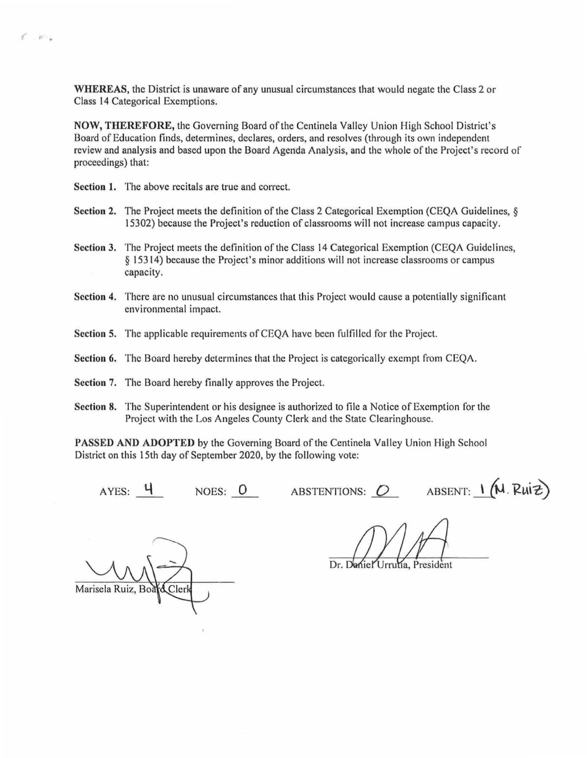**WHEREAS,** the District is unaware of any unusual circumstances that would negate the Class 2 or Class 14 Categorical Exemptions.

**NOW, THEREFORE,** the Governing Board of the Centinela Valley Union High School District's Board of Education finds, determines, declares, orders, and resolves (through its own independent review and analysis and based upon the Board Agenda Analysis, and the whole of the Project's record of proceedings) that:

**Section 1.** The above recitals are true and correct.

**Section 2.** The Project meets the definition of the Class 2 Categorical Exemption (CEQA Guidelines, § 15302) because the Project's reduction of classrooms will not increase campus capacity.

**Section 3.** The Project meets the definition of the Class 14 Categorical Exemption (CEQA Guidelines, § 15314) because the Project's minor additions will not increase classrooms or campus capacity.

**Section 4.** There are no unusual circumstances that this Project would cause a potentially significant environmental impact.

**Section 5.** The applicable requirements of CEQA have been fulfilled for the Project.

**Section 6.** The Board hereby determines that the Project is categorically exempt from CEQA.

**Section 7.** The Board hereby finally approves the Project.

**Section 8.** The Superintendent or his designee is authorized to file a Notice of Exemption for the Project with the Los Angeles County Clerk and the State Clearinghouse.

**PASSED AND ADOPTED** by the Governing Board of the Centinela Valley Union High School District on this 15th day of September 2020, by the following vote:

AYES: 4 NOES: 0 ABSTENTIONS: 0 ABSENT: 1 (M. Ruiz)

Marisela Ruiz, Board Clerk

Dr. Daniel Urrutia, President